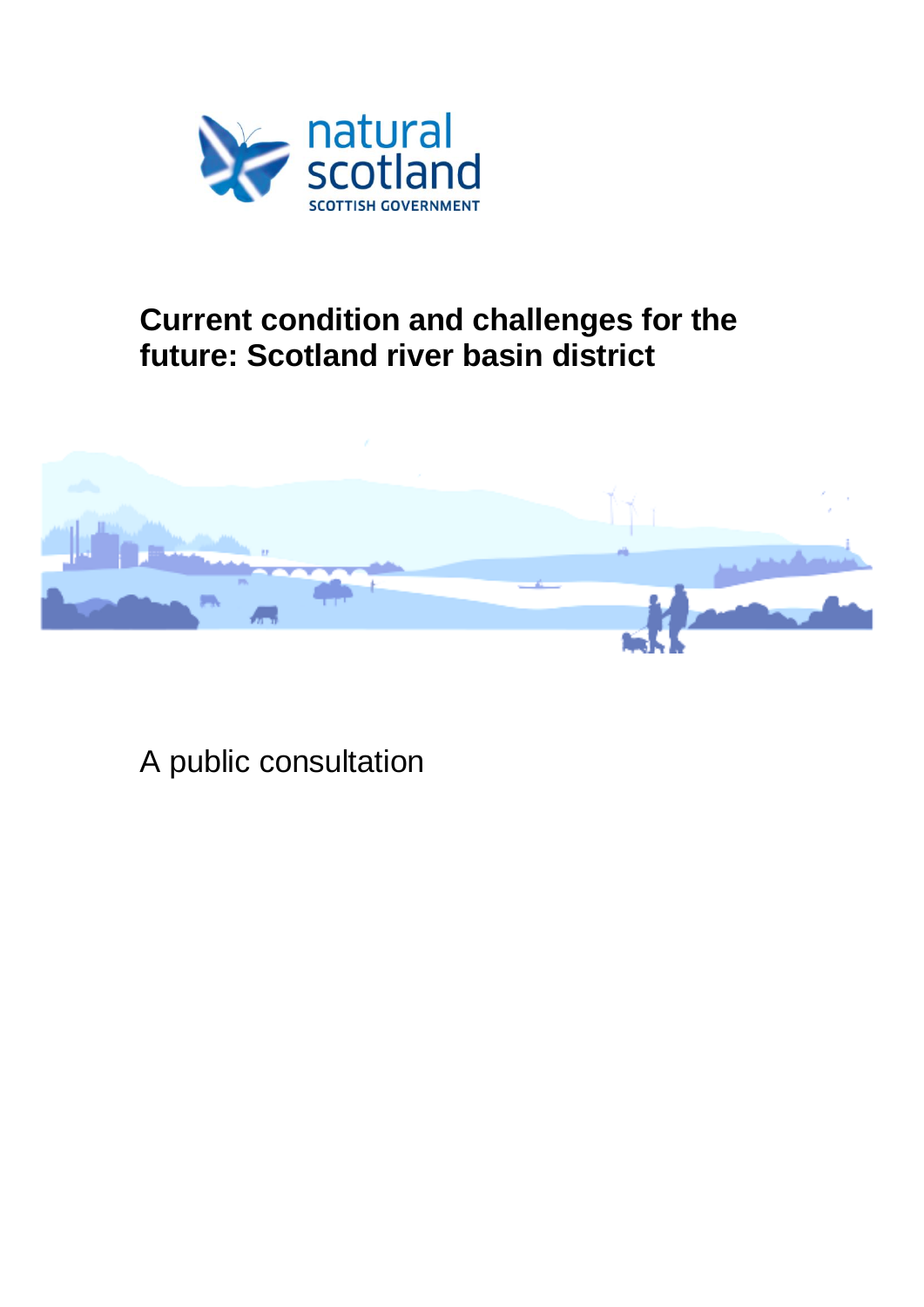# Current condition and challenges for the future: Scotland river basin district

A public consultation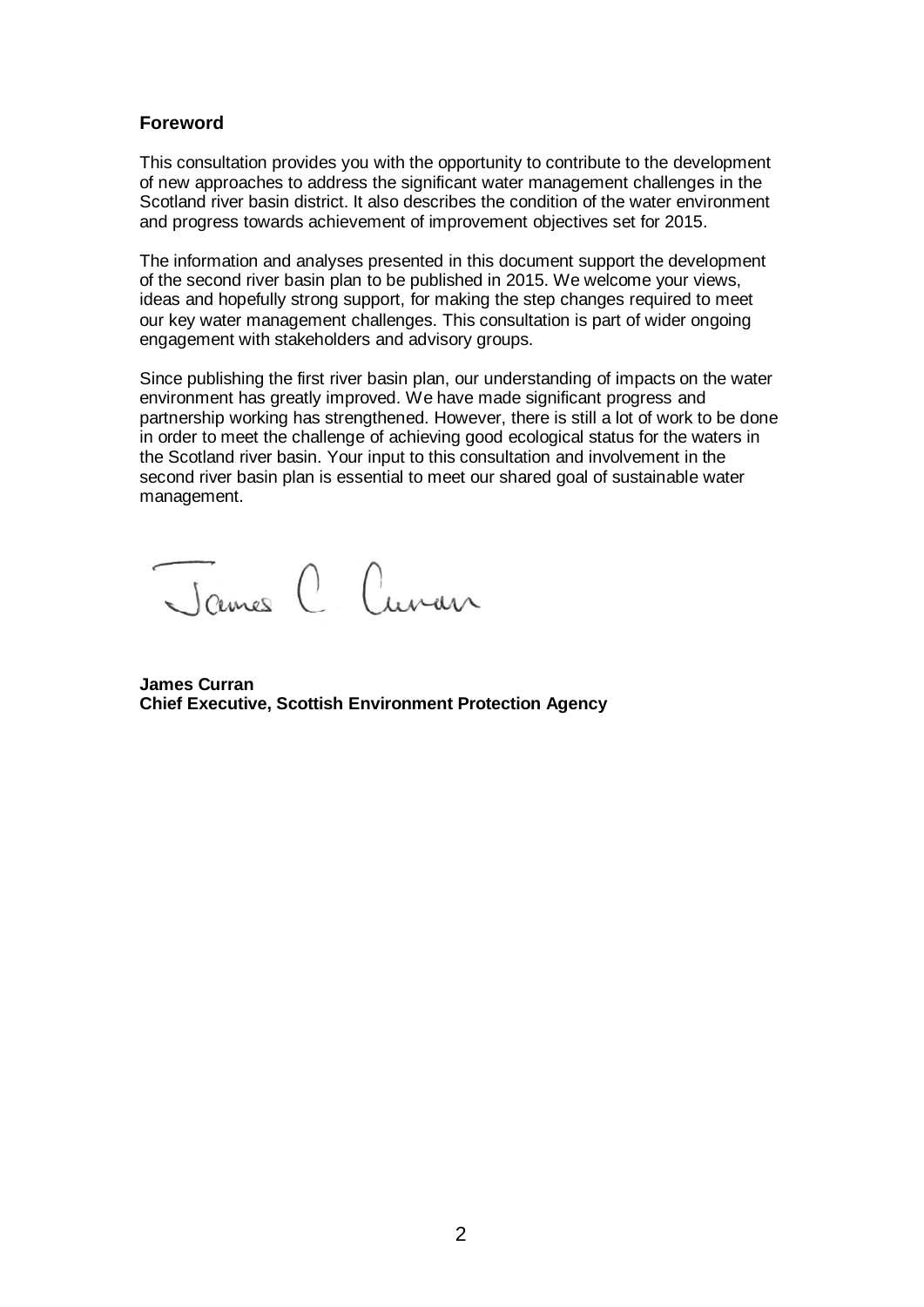## Foreword

This consultation provides you with the opportunity to contribute to the development of new approaches to address the significant water management challenges in the Scotland river basin district. It also describes the condition of the water environment and progress towards achievement of improvement objectives set for 2015.

The information and analyses presented in this document support the development of the second river basin plan to be published in 2015. We welcome your views, ideas and hopefully strong support, for making the step changes required to meet our key water management challenges. This consultation is part of wider ongoing engagement with stakeholders and advisory groups.

Since publishing the first river basin plan, our understanding of impacts on the water environment has greatly improved. We have made significant progress and partnership working has strengthened. However, there is still a lot of work to be done in order to meet the challenge of achieving good ecological status for the waters in the Scotland river basin. Your input to this consultation and involvement in the second river basin plan is essential to meet our shared goal of sustainable water management.

**James Curran**
**Chief Executive, Scottish Environment Protection Agency**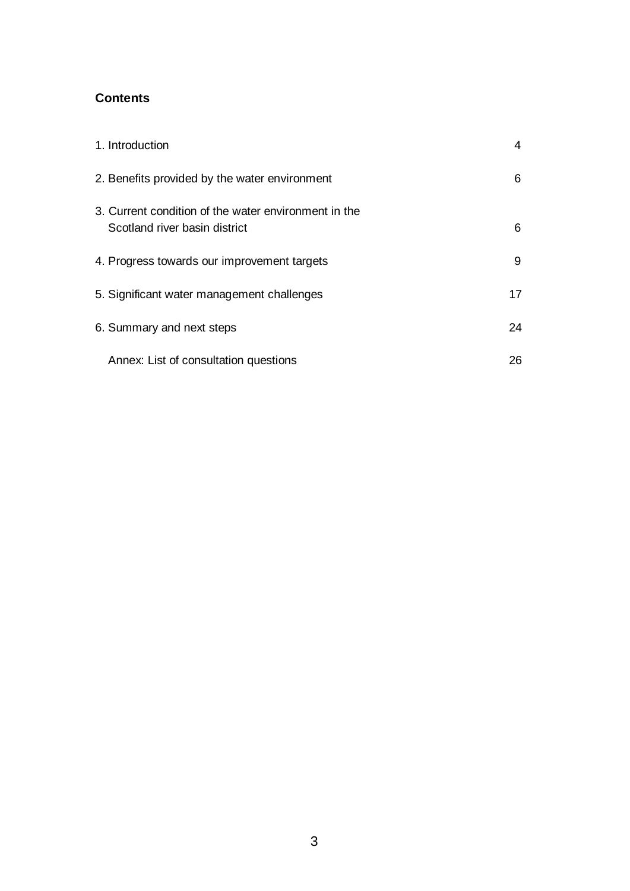## Contents

| | |
|---|---|
| 1. Introduction | 4 |
| 2. Benefits provided by the water environment | 6 |
| 3. Current condition of the water environment in the Scotland river basin district | 6 |
| 4. Progress towards our improvement targets | 9 |
| 5. Significant water management challenges | 17 |
| 6. Summary and next steps | 24 |
| Annex: List of consultation questions | 26 |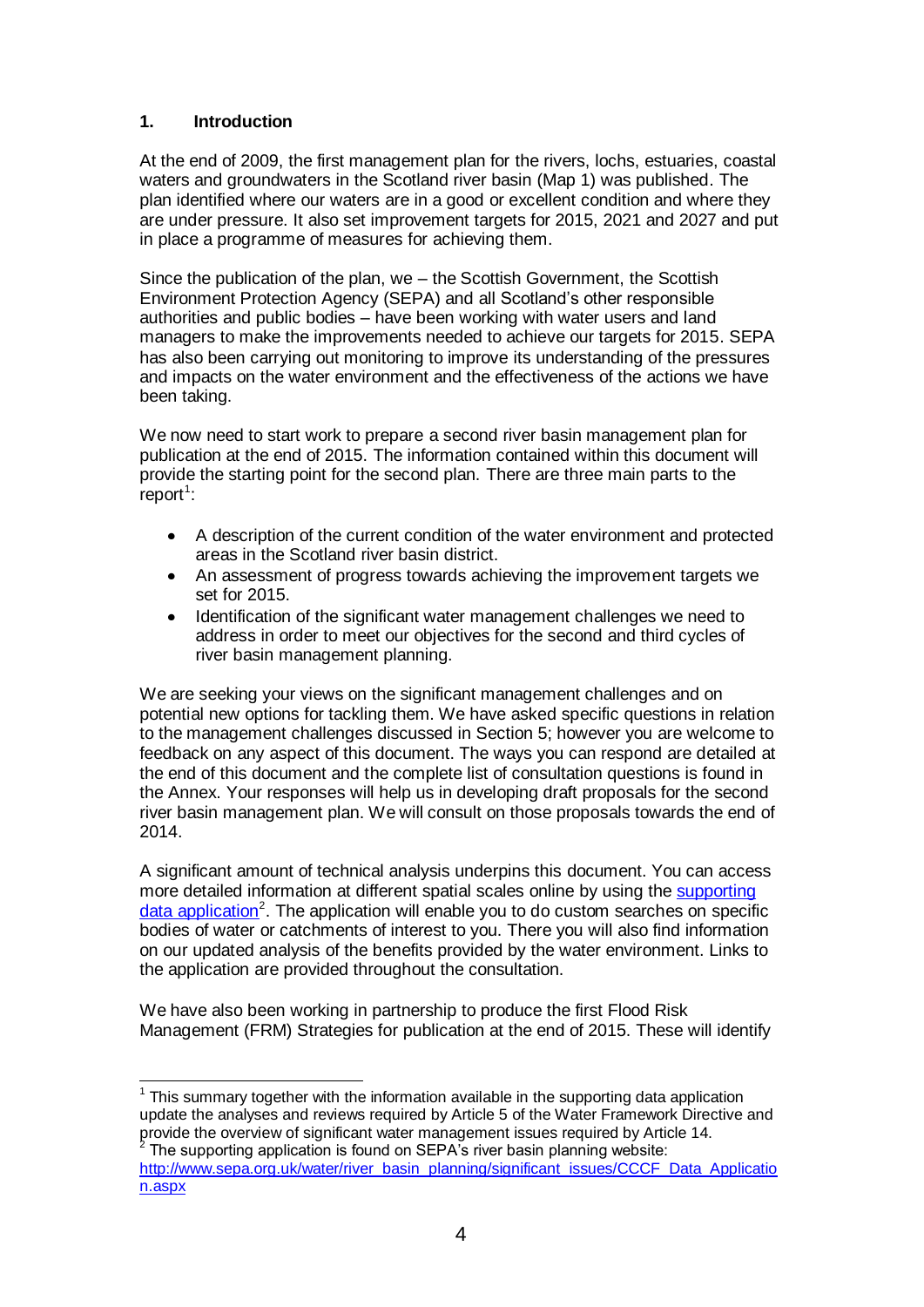## 1. Introduction

At the end of 2009, the first management plan for the rivers, lochs, estuaries, coastal waters and groundwaters in the Scotland river basin (Map 1) was published. The plan identified where our waters are in a good or excellent condition and where they are under pressure. It also set improvement targets for 2015, 2021 and 2027 and put in place a programme of measures for achieving them.

Since the publication of the plan, we – the Scottish Government, the Scottish Environment Protection Agency (SEPA) and all Scotland's other responsible authorities and public bodies – have been working with water users and land managers to make the improvements needed to achieve our targets for 2015. SEPA has also been carrying out monitoring to improve its understanding of the pressures and impacts on the water environment and the effectiveness of the actions we have been taking.

We now need to start work to prepare a second river basin management plan for publication at the end of 2015. The information contained within this document will provide the starting point for the second plan. There are three main parts to the report[1]:

- A description of the current condition of the water environment and protected areas in the Scotland river basin district.
- An assessment of progress towards achieving the improvement targets we set for 2015.
- Identification of the significant water management challenges we need to address in order to meet our objectives for the second and third cycles of river basin management planning.

We are seeking your views on the significant management challenges and on potential new options for tackling them. We have asked specific questions in relation to the management challenges discussed in Section 5; however you are welcome to feedback on any aspect of this document. The ways you can respond are detailed at the end of this document and the complete list of consultation questions is found in the Annex. Your responses will help us in developing draft proposals for the second river basin management plan. We will consult on those proposals towards the end of 2014.

A significant amount of technical analysis underpins this document. You can access more detailed information at different spatial scales online by using the [supporting data application](http://www.sepa.org.uk/water/river_basin_planning/significant_issues/CCCF_Data_Application.aspx)[2]. The application will enable you to do custom searches on specific bodies of water or catchments of interest to you. There you will also find information on our updated analysis of the benefits provided by the water environment. Links to the application are provided throughout the consultation.

We have also been working in partnership to produce the first Flood Risk Management (FRM) Strategies for publication at the end of 2015. These will identify

---

[1] This summary together with the information available in the supporting data application update the analyses and reviews required by Article 5 of the Water Framework Directive and provide the overview of significant water management issues required by Article 14.

[2] The supporting application is found on SEPA's river basin planning website: http://www.sepa.org.uk/water/river_basin_planning/significant_issues/CCCF_Data_Application.aspx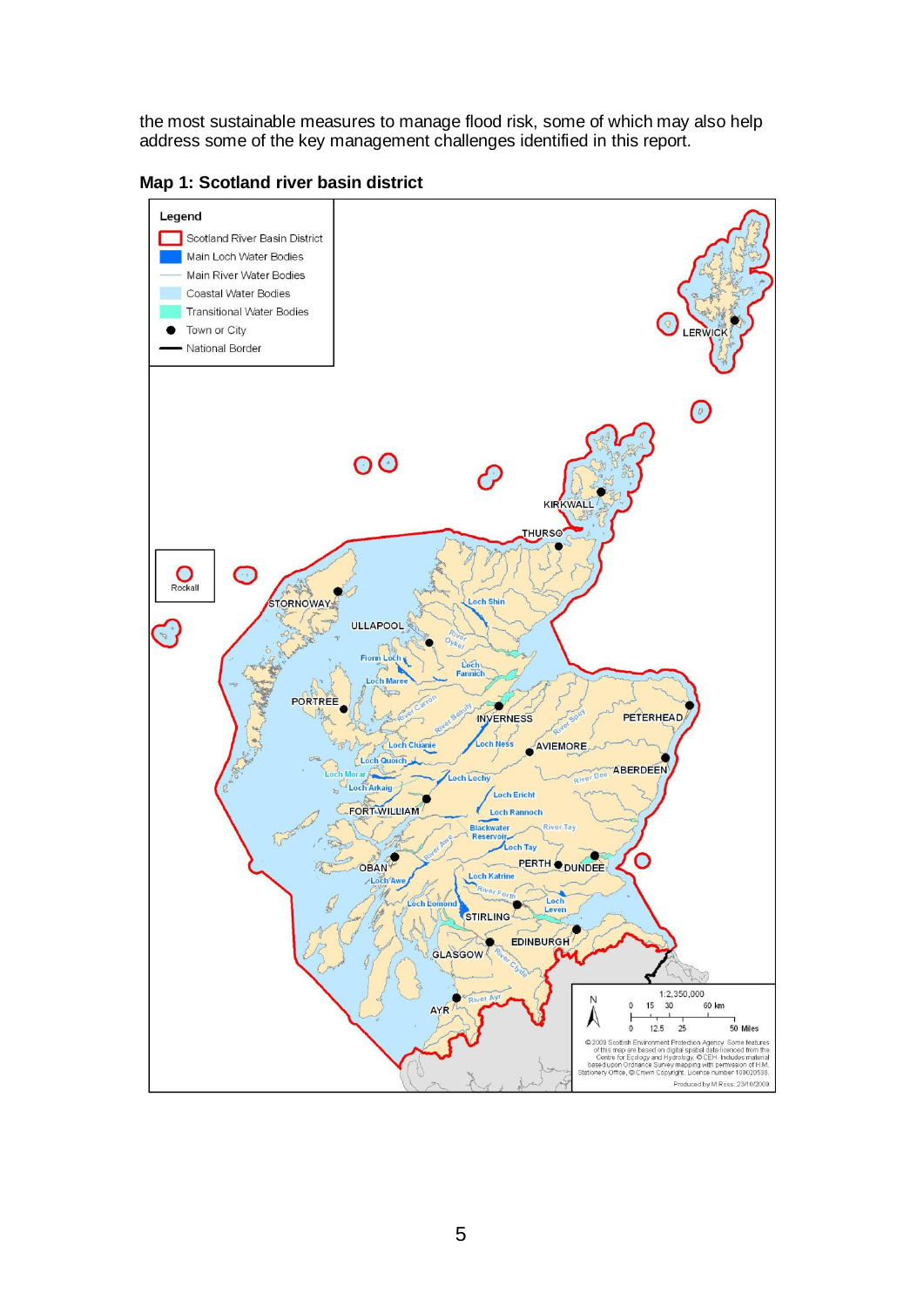the most sustainable measures to manage flood risk, some of which may also help address some of the key management challenges identified in this report.

**Map 1: Scotland river basin district**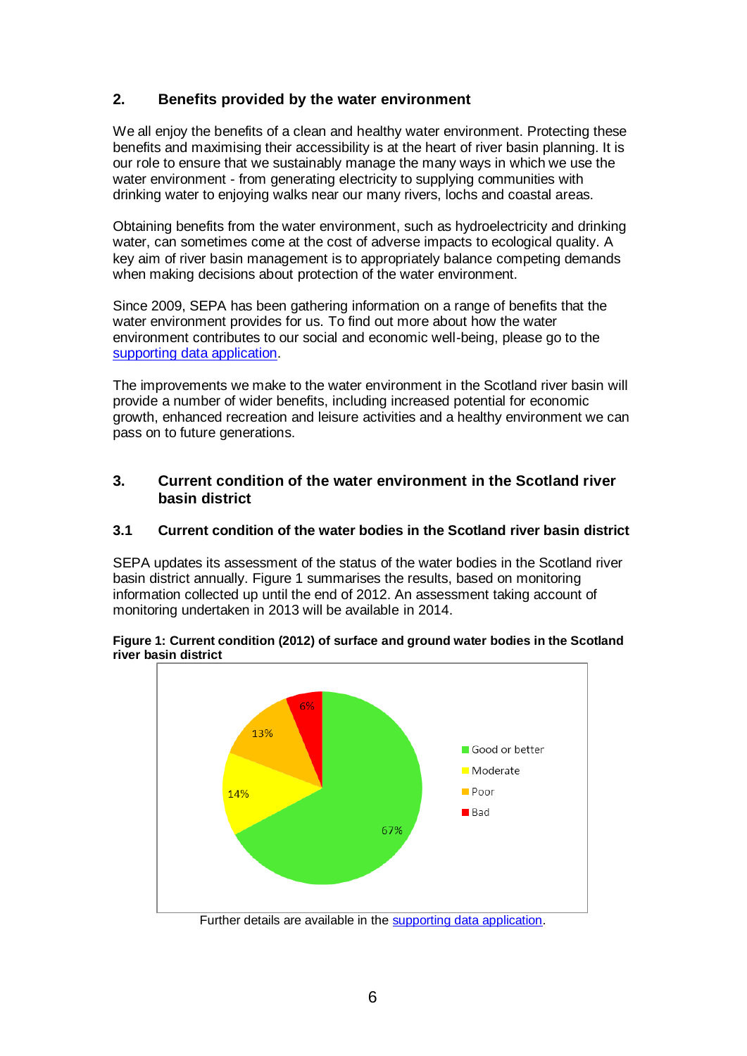## 2. Benefits provided by the water environment

We all enjoy the benefits of a clean and healthy water environment. Protecting these benefits and maximising their accessibility is at the heart of river basin planning. It is our role to ensure that we sustainably manage the many ways in which we use the water environment - from generating electricity to supplying communities with drinking water to enjoying walks near our many rivers, lochs and coastal areas.

Obtaining benefits from the water environment, such as hydroelectricity and drinking water, can sometimes come at the cost of adverse impacts to ecological quality. A key aim of river basin management is to appropriately balance competing demands when making decisions about protection of the water environment.

Since 2009, SEPA has been gathering information on a range of benefits that the water environment provides for us. To find out more about how the water environment contributes to our social and economic well-being, please go to the supporting data application.

The improvements we make to the water environment in the Scotland river basin will provide a number of wider benefits, including increased potential for economic growth, enhanced recreation and leisure activities and a healthy environment we can pass on to future generations.

## 3. Current condition of the water environment in the Scotland river basin district

### 3.1 Current condition of the water bodies in the Scotland river basin district

SEPA updates its assessment of the status of the water bodies in the Scotland river basin district annually. Figure 1 summarises the results, based on monitoring information collected up until the end of 2012. An assessment taking account of monitoring undertaken in 2013 will be available in 2014.

**Figure 1: Current condition (2012) of surface and ground water bodies in the Scotland river basin district**

| Condition | Percentage |
|---|---|
| Good or better | 67% |
| Moderate | 14% |
| Poor | 13% |
| Bad | 6% |

Further details are available in the supporting data application.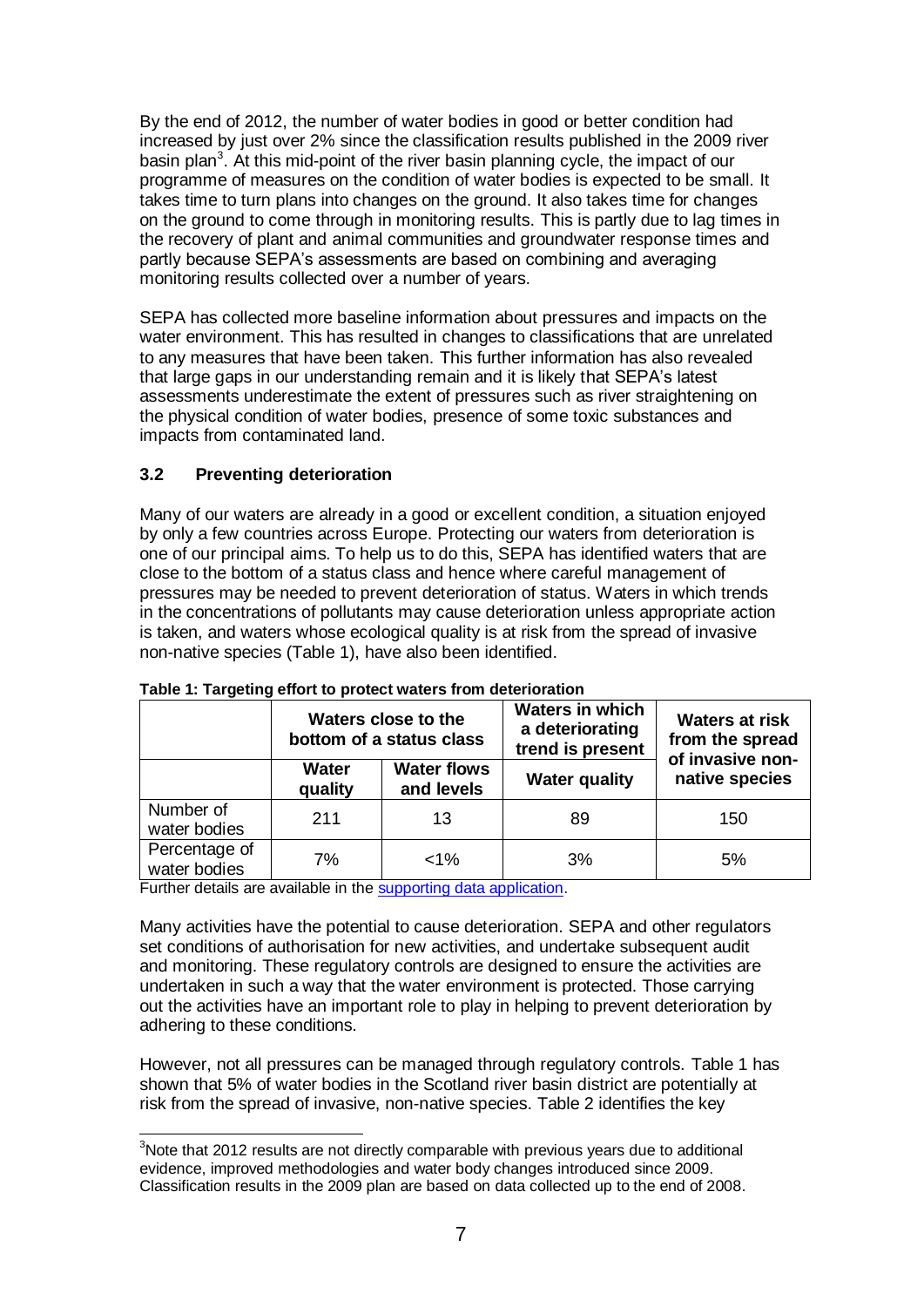By the end of 2012, the number of water bodies in good or better condition had increased by just over 2% since the classification results published in the 2009 river basin plan[3]. At this mid-point of the river basin planning cycle, the impact of our programme of measures on the condition of water bodies is expected to be small. It takes time to turn plans into changes on the ground. It also takes time for changes on the ground to come through in monitoring results. This is partly due to lag times in the recovery of plant and animal communities and groundwater response times and partly because SEPA's assessments are based on combining and averaging monitoring results collected over a number of years.

SEPA has collected more baseline information about pressures and impacts on the water environment. This has resulted in changes to classifications that are unrelated to any measures that have been taken. This further information has also revealed that large gaps in our understanding remain and it is likely that SEPA's latest assessments underestimate the extent of pressures such as river straightening on the physical condition of water bodies, presence of some toxic substances and impacts from contaminated land.

### 3.2 Preventing deterioration

Many of our waters are already in a good or excellent condition, a situation enjoyed by only a few countries across Europe. Protecting our waters from deterioration is one of our principal aims. To help us to do this, SEPA has identified waters that are close to the bottom of a status class and hence where careful management of pressures may be needed to prevent deterioration of status. Waters in which trends in the concentrations of pollutants may cause deterioration unless appropriate action is taken, and waters whose ecological quality is at risk from the spread of invasive non-native species (Table 1), have also been identified.

**Table 1: Targeting effort to protect waters from deterioration**

| | Waters close to the bottom of a status class | | Waters in which a deteriorating trend is present | Waters at risk from the spread of invasive non-native species |
|---|---|---|---|---|
| | **Water quality** | **Water flows and levels** | **Water quality** | |
| Number of water bodies | 211 | 13 | 89 | 150 |
| Percentage of water bodies | 7% | <1% | 3% | 5% |

Further details are available in the supporting data application.

Many activities have the potential to cause deterioration. SEPA and other regulators set conditions of authorisation for new activities, and undertake subsequent audit and monitoring. These regulatory controls are designed to ensure the activities are undertaken in such a way that the water environment is protected. Those carrying out the activities have an important role to play in helping to prevent deterioration by adhering to these conditions.

However, not all pressures can be managed through regulatory controls. Table 1 has shown that 5% of water bodies in the Scotland river basin district are potentially at risk from the spread of invasive, non-native species. Table 2 identifies the key

[3] Note that 2012 results are not directly comparable with previous years due to additional evidence, improved methodologies and water body changes introduced since 2009. Classification results in the 2009 plan are based on data collected up to the end of 2008.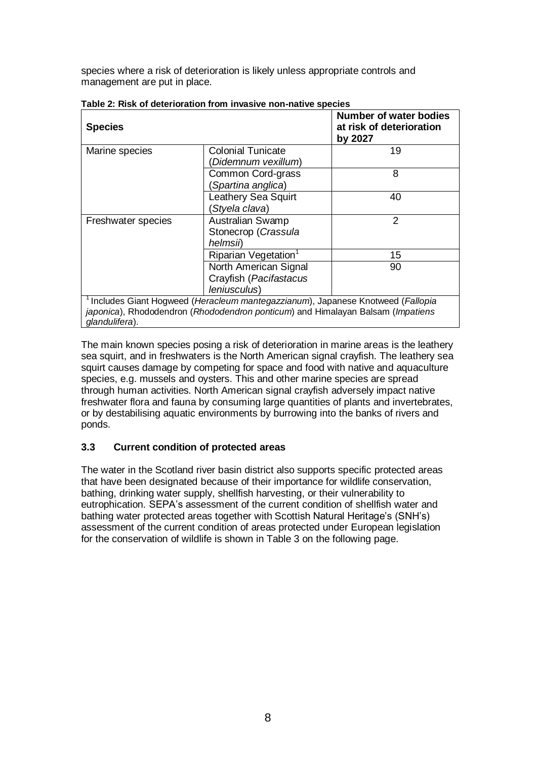species where a risk of deterioration is likely unless appropriate controls and management are put in place.

**Table 2: Risk of deterioration from invasive non-native species**

| **Species** | | **Number of water bodies at risk of deterioration by 2027** |
|---|---|---|
| Marine species | Colonial Tunicate (*Didemnum vexillum*) | 19 |
| | Common Cord-grass (*Spartina anglica*) | 8 |
| | Leathery Sea Squirt (*Styela clava*) | 40 |
| Freshwater species | Australian Swamp Stonecrop (*Crassula helmsii*) | 2 |
| | Riparian Vegetation[1] | 15 |
| | North American Signal Crayfish (*Pacifastacus leniusculus*) | 90 |

[1] Includes Giant Hogweed (*Heracleum mantegazzianum*), Japanese Knotweed (*Fallopia japonica*), Rhododendron (*Rhododendron ponticum*) and Himalayan Balsam (*Impatiens glandulifera*).

The main known species posing a risk of deterioration in marine areas is the leathery sea squirt, and in freshwaters is the North American signal crayfish. The leathery sea squirt causes damage by competing for space and food with native and aquaculture species, e.g. mussels and oysters. This and other marine species are spread through human activities. North American signal crayfish adversely impact native freshwater flora and fauna by consuming large quantities of plants and invertebrates, or by destabilising aquatic environments by burrowing into the banks of rivers and ponds.

### 3.3 Current condition of protected areas

The water in the Scotland river basin district also supports specific protected areas that have been designated because of their importance for wildlife conservation, bathing, drinking water supply, shellfish harvesting, or their vulnerability to eutrophication. SEPA's assessment of the current condition of shellfish water and bathing water protected areas together with Scottish Natural Heritage's (SNH's) assessment of the current condition of areas protected under European legislation for the conservation of wildlife is shown in Table 3 on the following page.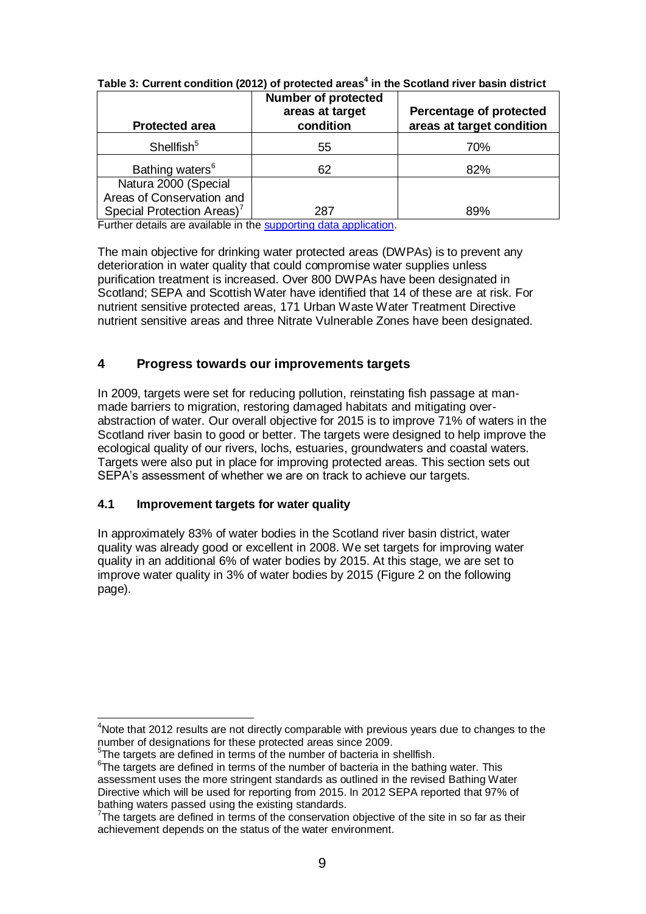**Table 3: Current condition (2012) of protected areas[4] in the Scotland river basin district**

| Protected area | Number of protected areas at target condition | Percentage of protected areas at target condition |
| --- | --- | --- |
| Shellfish[5] | 55 | 70% |
| Bathing waters[6] | 62 | 82% |
| Natura 2000 (Special Areas of Conservation and Special Protection Areas)[7] | 287 | 89% |

Further details are available in the supporting data application.

The main objective for drinking water protected areas (DWPAs) is to prevent any deterioration in water quality that could compromise water supplies unless purification treatment is increased. Over 800 DWPAs have been designated in Scotland; SEPA and Scottish Water have identified that 14 of these are at risk. For nutrient sensitive protected areas, 171 Urban Waste Water Treatment Directive nutrient sensitive areas and three Nitrate Vulnerable Zones have been designated.

## 4 Progress towards our improvements targets

In 2009, targets were set for reducing pollution, reinstating fish passage at man-made barriers to migration, restoring damaged habitats and mitigating over-abstraction of water. Our overall objective for 2015 is to improve 71% of waters in the Scotland river basin to good or better. The targets were designed to help improve the ecological quality of our rivers, lochs, estuaries, groundwaters and coastal waters. Targets were also put in place for improving protected areas. This section sets out SEPA's assessment of whether we are on track to achieve our targets.

### 4.1 Improvement targets for water quality

In approximately 83% of water bodies in the Scotland river basin district, water quality was already good or excellent in 2008. We set targets for improving water quality in an additional 6% of water bodies by 2015. At this stage, we are set to improve water quality in 3% of water bodies by 2015 (Figure 2 on the following page).

---

[4] Note that 2012 results are not directly comparable with previous years due to changes to the number of designations for these protected areas since 2009.

[5] The targets are defined in terms of the number of bacteria in shellfish.

[6] The targets are defined in terms of the number of bacteria in the bathing water. This assessment uses the more stringent standards as outlined in the revised Bathing Water Directive which will be used for reporting from 2015. In 2012 SEPA reported that 97% of bathing waters passed using the existing standards.

[7] The targets are defined in terms of the conservation objective of the site in so far as their achievement depends on the status of the water environment.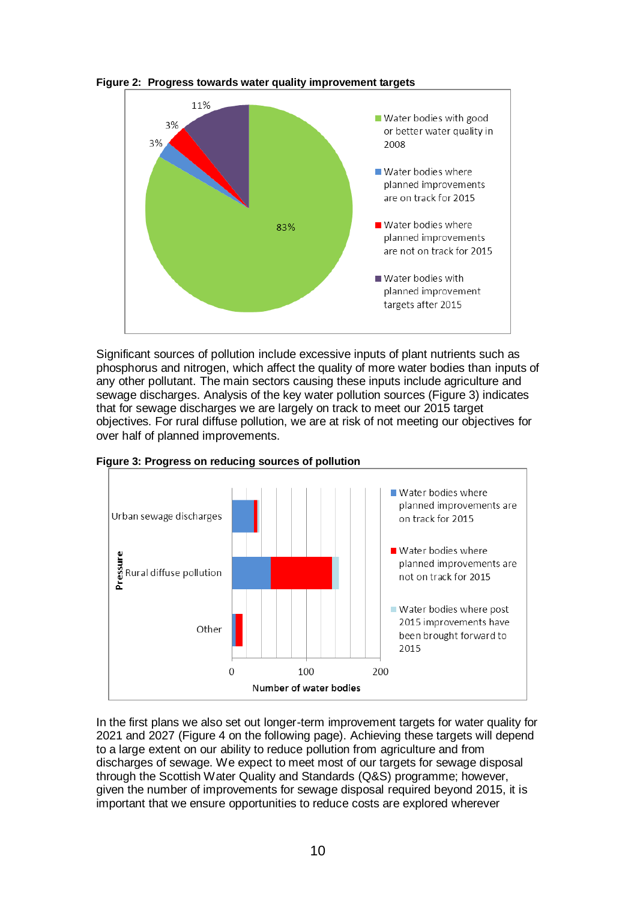**Figure 2: Progress towards water quality improvement targets**

Significant sources of pollution include excessive inputs of plant nutrients such as phosphorus and nitrogen, which affect the quality of more water bodies than inputs of any other pollutant. The main sectors causing these inputs include agriculture and sewage discharges. Analysis of the key water pollution sources (Figure 3) indicates that for sewage discharges we are largely on track to meet our 2015 target objectives. For rural diffuse pollution, we are at risk of not meeting our objectives for over half of planned improvements.

**Figure 3: Progress on reducing sources of pollution**

In the first plans we also set out longer-term improvement targets for water quality for 2021 and 2027 (Figure 4 on the following page). Achieving these targets will depend to a large extent on our ability to reduce pollution from agriculture and from discharges of sewage. We expect to meet most of our targets for sewage disposal through the Scottish Water Quality and Standards (Q&S) programme; however, given the number of improvements for sewage disposal required beyond 2015, it is important that we ensure opportunities to reduce costs are explored wherever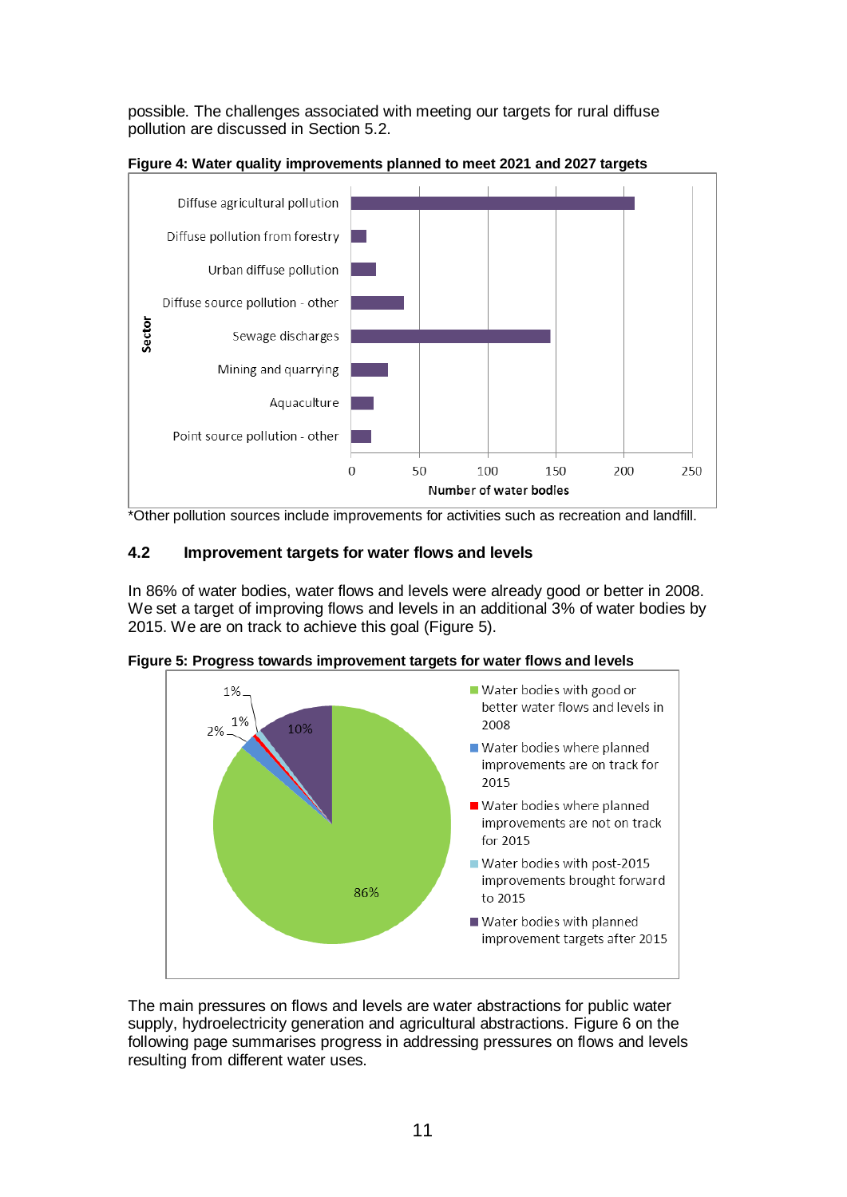possible. The challenges associated with meeting our targets for rural diffuse pollution are discussed in Section 5.2.

**Figure 4: Water quality improvements planned to meet 2021 and 2027 targets**

*Other pollution sources include improvements for activities such as recreation and landfill.

### 4.2 Improvement targets for water flows and levels

In 86% of water bodies, water flows and levels were already good or better in 2008. We set a target of improving flows and levels in an additional 3% of water bodies by 2015. We are on track to achieve this goal (Figure 5).

**Figure 5: Progress towards improvement targets for water flows and levels**

The main pressures on flows and levels are water abstractions for public water supply, hydroelectricity generation and agricultural abstractions. Figure 6 on the following page summarises progress in addressing pressures on flows and levels resulting from different water uses.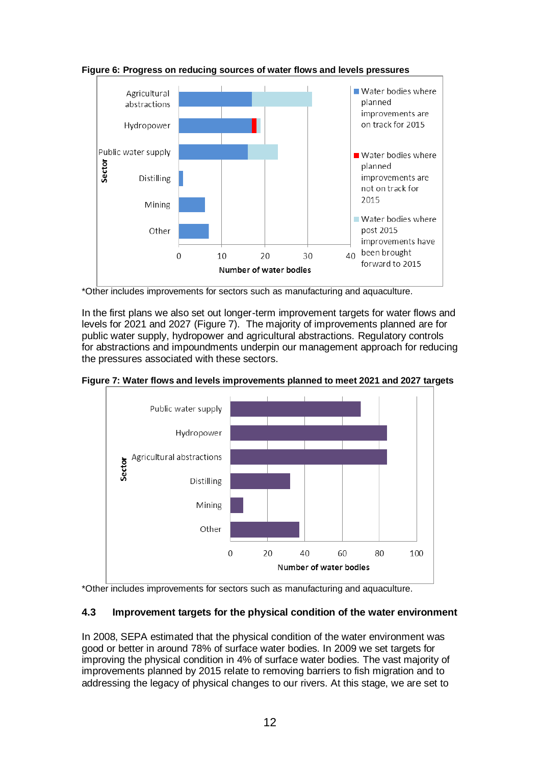**Figure 6: Progress on reducing sources of water flows and levels pressures**

*Other includes improvements for sectors such as manufacturing and aquaculture.

In the first plans we also set out longer-term improvement targets for water flows and levels for 2021 and 2027 (Figure 7). The majority of improvements planned are for public water supply, hydropower and agricultural abstractions. Regulatory controls for abstractions and impoundments underpin our management approach for reducing the pressures associated with these sectors.

**Figure 7: Water flows and levels improvements planned to meet 2021 and 2027 targets**

*Other includes improvements for sectors such as manufacturing and aquaculture.

### 4.3 Improvement targets for the physical condition of the water environment

In 2008, SEPA estimated that the physical condition of the water environment was good or better in around 78% of surface water bodies. In 2009 we set targets for improving the physical condition in 4% of surface water bodies. The vast majority of improvements planned by 2015 relate to removing barriers to fish migration and to addressing the legacy of physical changes to our rivers. At this stage, we are set to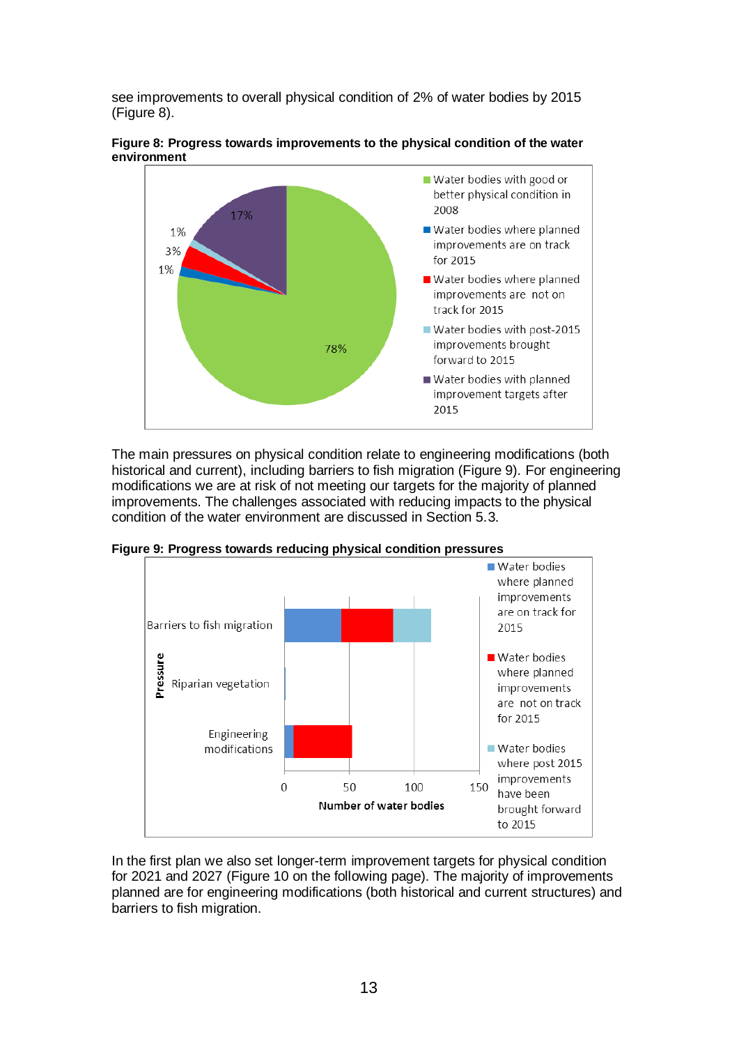see improvements to overall physical condition of 2% of water bodies by 2015 (Figure 8).

**Figure 8: Progress towards improvements to the physical condition of the water environment**

- Water bodies with good or better physical condition in 2008: 78%
- Water bodies where planned improvements are on track for 2015: 1%
- Water bodies where planned improvements are not on track for 2015: 3%
- Water bodies with post-2015 improvements brought forward to 2015: 1%
- Water bodies with planned improvement targets after 2015: 17%

The main pressures on physical condition relate to engineering modifications (both historical and current), including barriers to fish migration (Figure 9). For engineering modifications we are at risk of not meeting our targets for the majority of planned improvements. The challenges associated with reducing impacts to the physical condition of the water environment are discussed in Section 5.3.

**Figure 9: Progress towards reducing physical condition pressures**

Pressures shown: Barriers to fish migration; Riparian vegetation; Engineering modifications. X-axis: Number of water bodies (0–150).

Legend:
- Water bodies where planned improvements are on track for 2015
- Water bodies where planned improvements are not on track for 2015
- Water bodies where post 2015 improvements have been brought forward to 2015

In the first plan we also set longer-term improvement targets for physical condition for 2021 and 2027 (Figure 10 on the following page). The majority of improvements planned are for engineering modifications (both historical and current structures) and barriers to fish migration.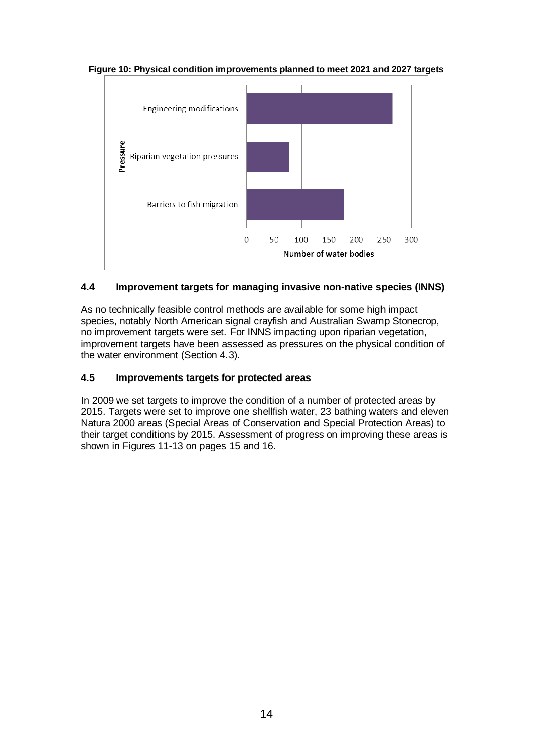**Figure 10: Physical condition improvements planned to meet 2021 and 2027 targets**

### 4.4 Improvement targets for managing invasive non-native species (INNS)

As no technically feasible control methods are available for some high impact species, notably North American signal crayfish and Australian Swamp Stonecrop, no improvement targets were set. For INNS impacting upon riparian vegetation, improvement targets have been assessed as pressures on the physical condition of the water environment (Section 4.3).

### 4.5 Improvements targets for protected areas

In 2009 we set targets to improve the condition of a number of protected areas by 2015. Targets were set to improve one shellfish water, 23 bathing waters and eleven Natura 2000 areas (Special Areas of Conservation and Special Protection Areas) to their target conditions by 2015. Assessment of progress on improving these areas is shown in Figures 11-13 on pages 15 and 16.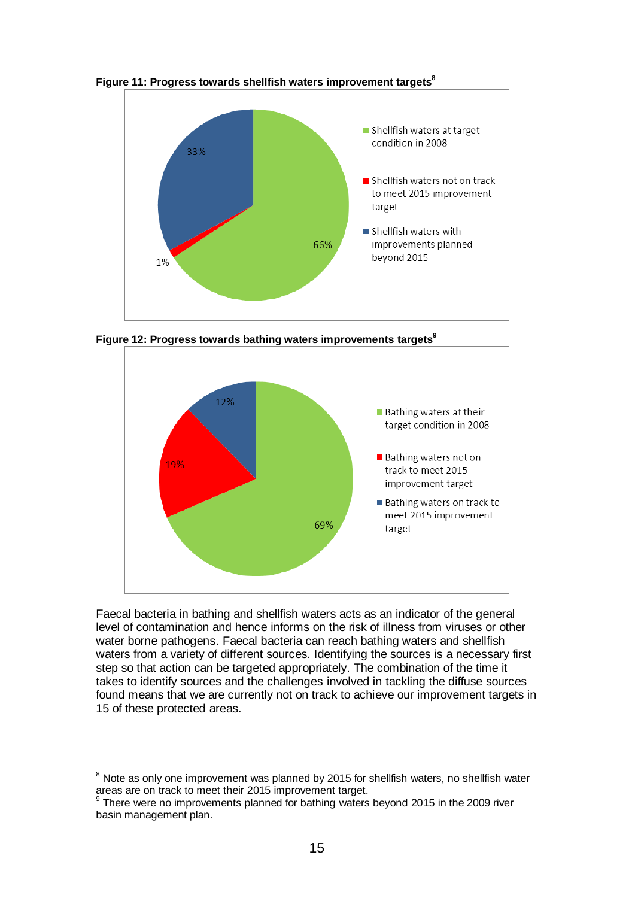**Figure 11: Progress towards shellfish waters improvement targets**[8]

**Figure 12: Progress towards bathing waters improvements targets**[9]

Faecal bacteria in bathing and shellfish waters acts as an indicator of the general level of contamination and hence informs on the risk of illness from viruses or other water borne pathogens. Faecal bacteria can reach bathing waters and shellfish waters from a variety of different sources. Identifying the sources is a necessary first step so that action can be targeted appropriately. The combination of the time it takes to identify sources and the challenges involved in tackling the diffuse sources found means that we are currently not on track to achieve our improvement targets in 15 of these protected areas.

---

[8] Note as only one improvement was planned by 2015 for shellfish waters, no shellfish water areas are on track to meet their 2015 improvement target.

[9] There were no improvements planned for bathing waters beyond 2015 in the 2009 river basin management plan.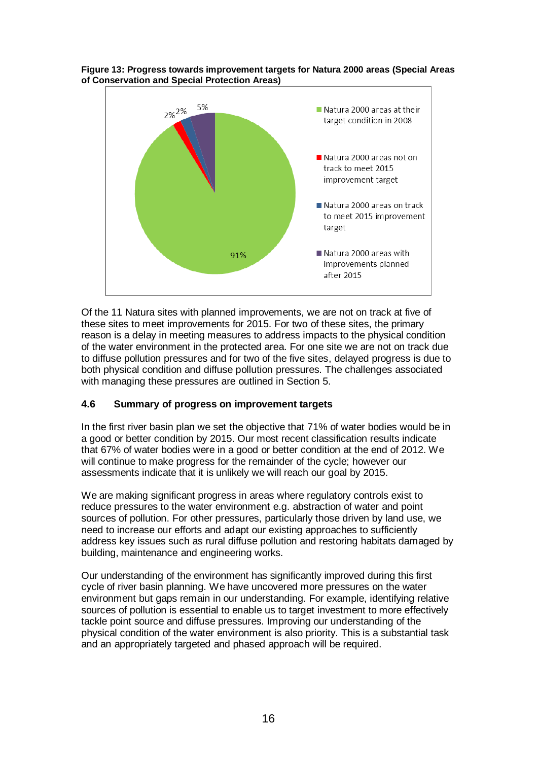**Figure 13: Progress towards improvement targets for Natura 2000 areas (Special Areas of Conservation and Special Protection Areas)**

Of the 11 Natura sites with planned improvements, we are not on track at five of these sites to meet improvements for 2015. For two of these sites, the primary reason is a delay in meeting measures to address impacts to the physical condition of the water environment in the protected area. For one site we are not on track due to diffuse pollution pressures and for two of the five sites, delayed progress is due to both physical condition and diffuse pollution pressures. The challenges associated with managing these pressures are outlined in Section 5.

### 4.6 Summary of progress on improvement targets

In the first river basin plan we set the objective that 71% of water bodies would be in a good or better condition by 2015. Our most recent classification results indicate that 67% of water bodies were in a good or better condition at the end of 2012. We will continue to make progress for the remainder of the cycle; however our assessments indicate that it is unlikely we will reach our goal by 2015.

We are making significant progress in areas where regulatory controls exist to reduce pressures to the water environment e.g. abstraction of water and point sources of pollution. For other pressures, particularly those driven by land use, we need to increase our efforts and adapt our existing approaches to sufficiently address key issues such as rural diffuse pollution and restoring habitats damaged by building, maintenance and engineering works.

Our understanding of the environment has significantly improved during this first cycle of river basin planning. We have uncovered more pressures on the water environment but gaps remain in our understanding. For example, identifying relative sources of pollution is essential to enable us to target investment to more effectively tackle point source and diffuse pressures. Improving our understanding of the physical condition of the water environment is also priority. This is a substantial task and an appropriately targeted and phased approach will be required.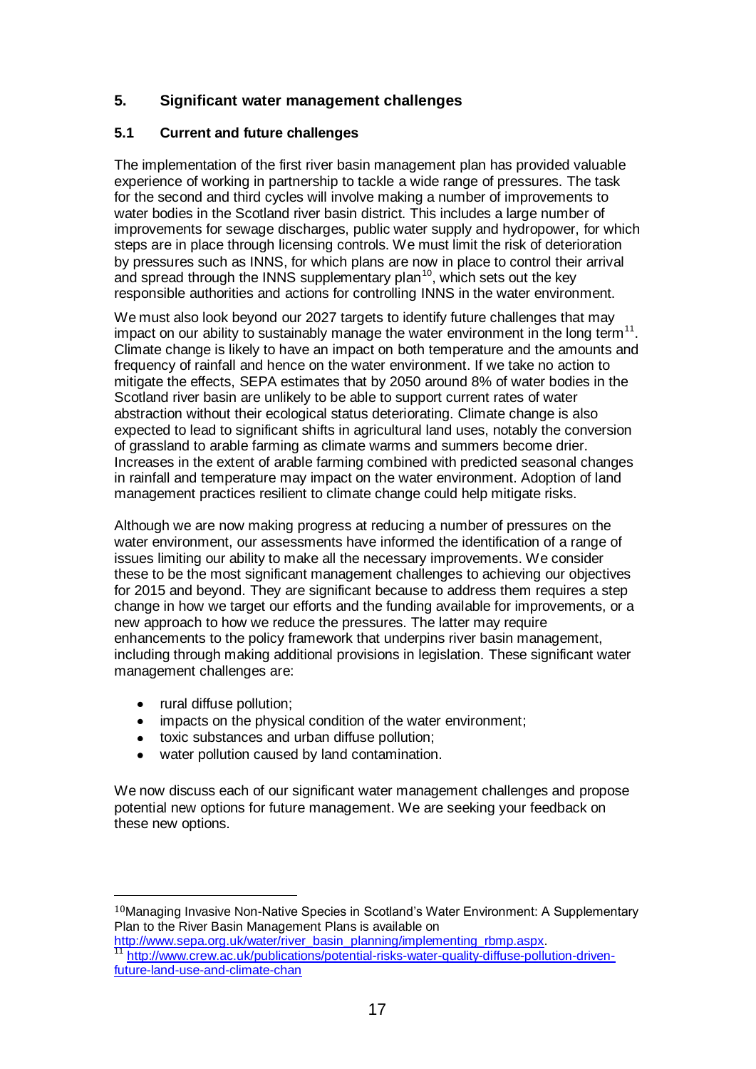## 5. Significant water management challenges

### 5.1 Current and future challenges

The implementation of the first river basin management plan has provided valuable experience of working in partnership to tackle a wide range of pressures. The task for the second and third cycles will involve making a number of improvements to water bodies in the Scotland river basin district. This includes a large number of improvements for sewage discharges, public water supply and hydropower, for which steps are in place through licensing controls. We must limit the risk of deterioration by pressures such as INNS, for which plans are now in place to control their arrival and spread through the INNS supplementary plan[10], which sets out the key responsible authorities and actions for controlling INNS in the water environment.

We must also look beyond our 2027 targets to identify future challenges that may impact on our ability to sustainably manage the water environment in the long term[11]. Climate change is likely to have an impact on both temperature and the amounts and frequency of rainfall and hence on the water environment. If we take no action to mitigate the effects, SEPA estimates that by 2050 around 8% of water bodies in the Scotland river basin are unlikely to be able to support current rates of water abstraction without their ecological status deteriorating. Climate change is also expected to lead to significant shifts in agricultural land uses, notably the conversion of grassland to arable farming as climate warms and summers become drier. Increases in the extent of arable farming combined with predicted seasonal changes in rainfall and temperature may impact on the water environment. Adoption of land management practices resilient to climate change could help mitigate risks.

Although we are now making progress at reducing a number of pressures on the water environment, our assessments have informed the identification of a range of issues limiting our ability to make all the necessary improvements. We consider these to be the most significant management challenges to achieving our objectives for 2015 and beyond. They are significant because to address them requires a step change in how we target our efforts and the funding available for improvements, or a new approach to how we reduce the pressures. The latter may require enhancements to the policy framework that underpins river basin management, including through making additional provisions in legislation. These significant water management challenges are:

- rural diffuse pollution;
- impacts on the physical condition of the water environment;
- toxic substances and urban diffuse pollution;
- water pollution caused by land contamination.

We now discuss each of our significant water management challenges and propose potential new options for future management. We are seeking your feedback on these new options.

---

[10] Managing Invasive Non-Native Species in Scotland's Water Environment: A Supplementary Plan to the River Basin Management Plans is available on http://www.sepa.org.uk/water/river_basin_planning/implementing_rbmp.aspx.

[11] http://www.crew.ac.uk/publications/potential-risks-water-quality-diffuse-pollution-driven-future-land-use-and-climate-chan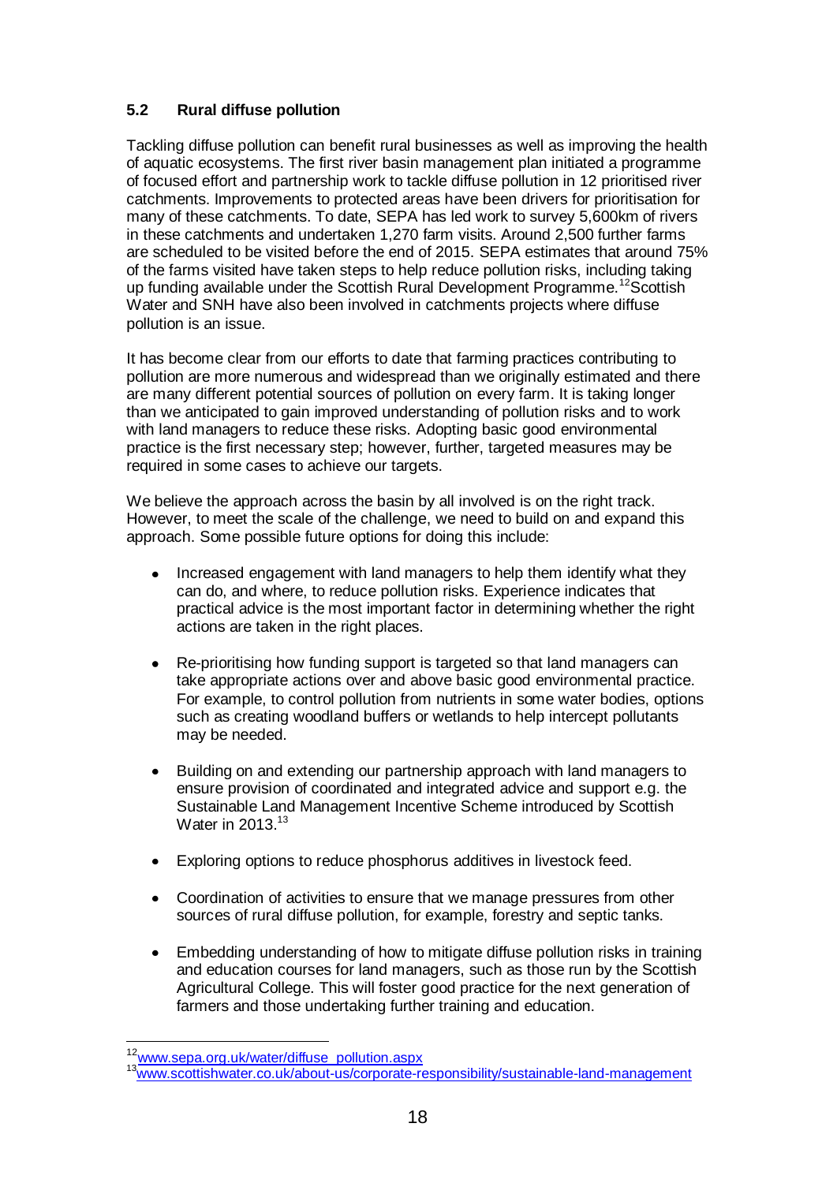### 5.2 Rural diffuse pollution

Tackling diffuse pollution can benefit rural businesses as well as improving the health of aquatic ecosystems. The first river basin management plan initiated a programme of focused effort and partnership work to tackle diffuse pollution in 12 prioritised river catchments. Improvements to protected areas have been drivers for prioritisation for many of these catchments. To date, SEPA has led work to survey 5,600km of rivers in these catchments and undertaken 1,270 farm visits. Around 2,500 further farms are scheduled to be visited before the end of 2015. SEPA estimates that around 75% of the farms visited have taken steps to help reduce pollution risks, including taking up funding available under the Scottish Rural Development Programme.[12] Scottish Water and SNH have also been involved in catchments projects where diffuse pollution is an issue.

It has become clear from our efforts to date that farming practices contributing to pollution are more numerous and widespread than we originally estimated and there are many different potential sources of pollution on every farm. It is taking longer than we anticipated to gain improved understanding of pollution risks and to work with land managers to reduce these risks. Adopting basic good environmental practice is the first necessary step; however, further, targeted measures may be required in some cases to achieve our targets.

We believe the approach across the basin by all involved is on the right track. However, to meet the scale of the challenge, we need to build on and expand this approach. Some possible future options for doing this include:

- Increased engagement with land managers to help them identify what they can do, and where, to reduce pollution risks. Experience indicates that practical advice is the most important factor in determining whether the right actions are taken in the right places.
- Re-prioritising how funding support is targeted so that land managers can take appropriate actions over and above basic good environmental practice. For example, to control pollution from nutrients in some water bodies, options such as creating woodland buffers or wetlands to help intercept pollutants may be needed.
- Building on and extending our partnership approach with land managers to ensure provision of coordinated and integrated advice and support e.g. the Sustainable Land Management Incentive Scheme introduced by Scottish Water in 2013.[13]
- Exploring options to reduce phosphorus additives in livestock feed.
- Coordination of activities to ensure that we manage pressures from other sources of rural diffuse pollution, for example, forestry and septic tanks.
- Embedding understanding of how to mitigate diffuse pollution risks in training and education courses for land managers, such as those run by the Scottish Agricultural College. This will foster good practice for the next generation of farmers and those undertaking further training and education.

[12] www.sepa.org.uk/water/diffuse_pollution.aspx

[13] www.scottishwater.co.uk/about-us/corporate-responsibility/sustainable-land-management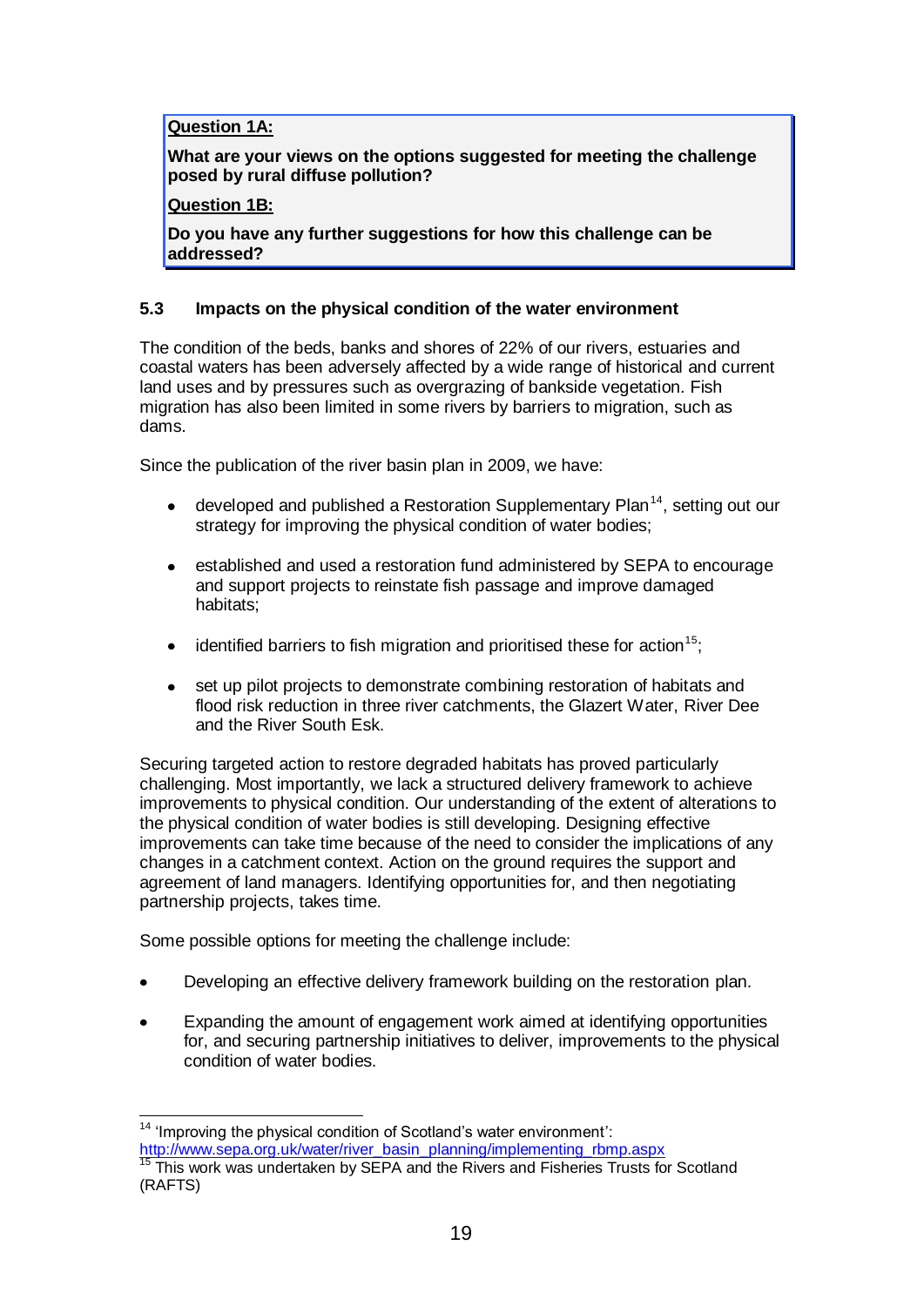**Question 1A:**

**What are your views on the options suggested for meeting the challenge posed by rural diffuse pollution?**

**Question 1B:**

**Do you have any further suggestions for how this challenge can be addressed?**

### 5.3 Impacts on the physical condition of the water environment

The condition of the beds, banks and shores of 22% of our rivers, estuaries and coastal waters has been adversely affected by a wide range of historical and current land uses and by pressures such as overgrazing of bankside vegetation. Fish migration has also been limited in some rivers by barriers to migration, such as dams.

Since the publication of the river basin plan in 2009, we have:

- developed and published a Restoration Supplementary Plan[14], setting out our strategy for improving the physical condition of water bodies;
- established and used a restoration fund administered by SEPA to encourage and support projects to reinstate fish passage and improve damaged habitats;
- identified barriers to fish migration and prioritised these for action[15];
- set up pilot projects to demonstrate combining restoration of habitats and flood risk reduction in three river catchments, the Glazert Water, River Dee and the River South Esk.

Securing targeted action to restore degraded habitats has proved particularly challenging. Most importantly, we lack a structured delivery framework to achieve improvements to physical condition. Our understanding of the extent of alterations to the physical condition of water bodies is still developing. Designing effective improvements can take time because of the need to consider the implications of any changes in a catchment context. Action on the ground requires the support and agreement of land managers. Identifying opportunities for, and then negotiating partnership projects, takes time.

Some possible options for meeting the challenge include:

- Developing an effective delivery framework building on the restoration plan.
- Expanding the amount of engagement work aimed at identifying opportunities for, and securing partnership initiatives to deliver, improvements to the physical condition of water bodies.

---

[14] 'Improving the physical condition of Scotland's water environment': http://www.sepa.org.uk/water/river_basin_planning/implementing_rbmp.aspx

[15] This work was undertaken by SEPA and the Rivers and Fisheries Trusts for Scotland (RAFTS)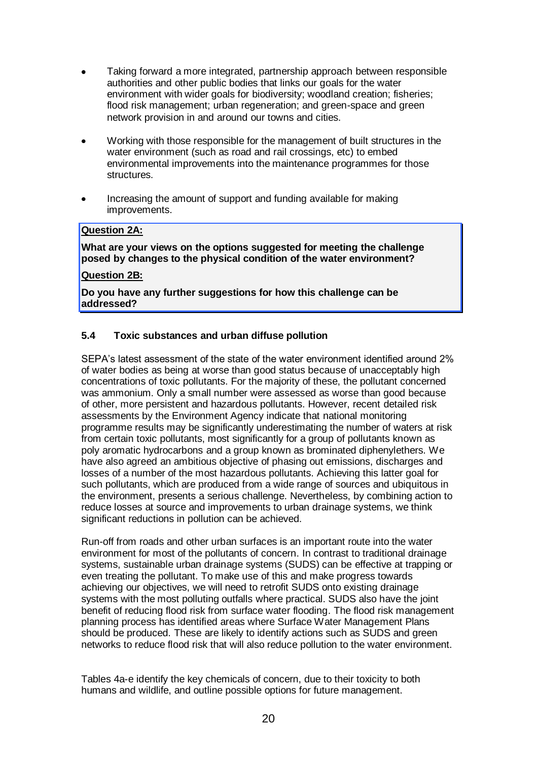- Taking forward a more integrated, partnership approach between responsible authorities and other public bodies that links our goals for the water environment with wider goals for biodiversity; woodland creation; fisheries; flood risk management; urban regeneration; and green-space and green network provision in and around our towns and cities.
- Working with those responsible for the management of built structures in the water environment (such as road and rail crossings, etc) to embed environmental improvements into the maintenance programmes for those structures.
- Increasing the amount of support and funding available for making improvements.

> **Question 2A:**
>
> **What are your views on the options suggested for meeting the challenge posed by changes to the physical condition of the water environment?**
>
> **Question 2B:**
>
> **Do you have any further suggestions for how this challenge can be addressed?**

### 5.4 Toxic substances and urban diffuse pollution

SEPA's latest assessment of the state of the water environment identified around 2% of water bodies as being at worse than good status because of unacceptably high concentrations of toxic pollutants. For the majority of these, the pollutant concerned was ammonium. Only a small number were assessed as worse than good because of other, more persistent and hazardous pollutants. However, recent detailed risk assessments by the Environment Agency indicate that national monitoring programme results may be significantly underestimating the number of waters at risk from certain toxic pollutants, most significantly for a group of pollutants known as poly aromatic hydrocarbons and a group known as brominated diphenylethers. We have also agreed an ambitious objective of phasing out emissions, discharges and losses of a number of the most hazardous pollutants. Achieving this latter goal for such pollutants, which are produced from a wide range of sources and ubiquitous in the environment, presents a serious challenge. Nevertheless, by combining action to reduce losses at source and improvements to urban drainage systems, we think significant reductions in pollution can be achieved.

Run-off from roads and other urban surfaces is an important route into the water environment for most of the pollutants of concern. In contrast to traditional drainage systems, sustainable urban drainage systems (SUDS) can be effective at trapping or even treating the pollutant. To make use of this and make progress towards achieving our objectives, we will need to retrofit SUDS onto existing drainage systems with the most polluting outfalls where practical. SUDS also have the joint benefit of reducing flood risk from surface water flooding. The flood risk management planning process has identified areas where Surface Water Management Plans should be produced. These are likely to identify actions such as SUDS and green networks to reduce flood risk that will also reduce pollution to the water environment.

Tables 4a-e identify the key chemicals of concern, due to their toxicity to both humans and wildlife, and outline possible options for future management.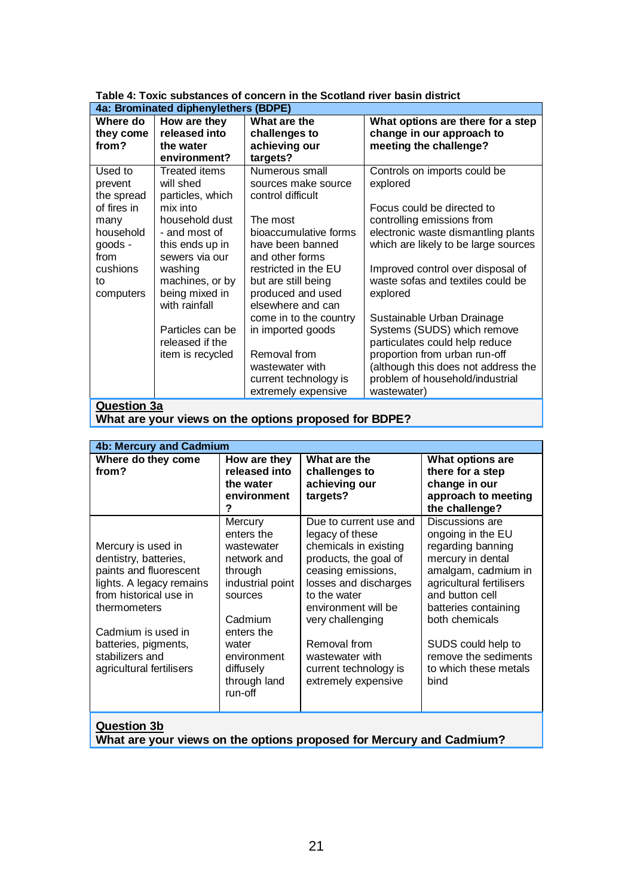**Table 4: Toxic substances of concern in the Scotland river basin district**

| 4a: Brominated diphenylethers (BDPE) | | | |
|---|---|---|---|
| **Where do they come from?** | **How are they released into the water environment?** | **What are the challenges to achieving our targets?** | **What options are there for a step change in our approach to meeting the challenge?** |
| Used to prevent the spread of fires in many household goods - from cushions to computers | Treated items will shed particles, which mix into household dust - and most of this ends up in sewers via our washing machines, or by being mixed in with rainfall<br><br>Particles can be released if the item is recycled | Numerous small sources make source control difficult<br><br>The most bioaccumulative forms have been banned and other forms restricted in the EU but are still being produced and used elsewhere and can come in to the country in imported goods<br><br>Removal from wastewater with current technology is extremely expensive | Controls on imports could be explored<br><br>Focus could be directed to controlling emissions from electronic waste dismantling plants which are likely to be large sources<br><br>Improved control over disposal of waste sofas and textiles could be explored<br><br>Sustainable Urban Drainage Systems (SUDS) which remove particulates could help reduce proportion from urban run-off (although this does not address the problem of household/industrial wastewater) |

**Question 3a**
**What are your views on the options proposed for BDPE?**

| 4b: Mercury and Cadmium | | | |
|---|---|---|---|
| **Where do they come from?** | **How are they released into the water environment?** | **What are the challenges to achieving our targets?** | **What options are there for a step change in our approach to meeting the challenge?** |
| Mercury is used in dentistry, batteries, paints and fluorescent lights. A legacy remains from historical use in thermometers<br><br>Cadmium is used in batteries, pigments, stabilizers and agricultural fertilisers | Mercury enters the wastewater network and through industrial point sources<br><br>Cadmium enters the water environment diffusely through land run-off | Due to current use and legacy of these chemicals in existing products, the goal of ceasing emissions, losses and discharges to the water environment will be very challenging<br><br>Removal from wastewater with current technology is extremely expensive | Discussions are ongoing in the EU regarding banning mercury in dental amalgam, cadmium in agricultural fertilisers and button cell batteries containing both chemicals<br><br>SUDS could help to remove the sediments to which these metals bind |

**Question 3b**
**What are your views on the options proposed for Mercury and Cadmium?**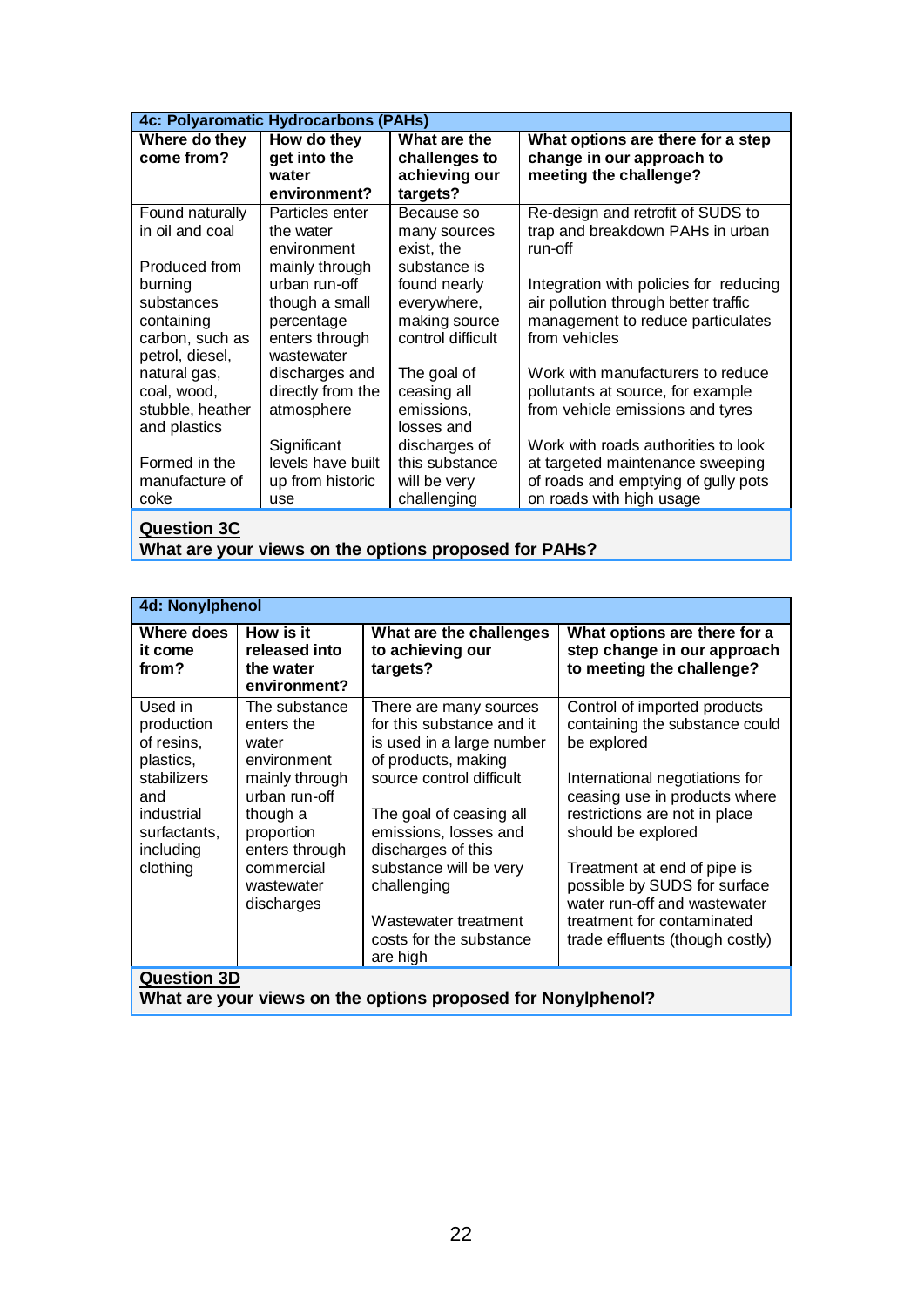| 4c: Polyaromatic Hydrocarbons (PAHs) | | | |
|---|---|---|---|
| **Where do they come from?** | **How do they get into the water environment?** | **What are the challenges to achieving our targets?** | **What options are there for a step change in our approach to meeting the challenge?** |
| Found naturally in oil and coal<br><br>Produced from burning substances containing carbon, such as petrol, diesel, natural gas, coal, wood, stubble, heather and plastics<br><br>Formed in the manufacture of coke | Particles enter the water environment mainly through urban run-off though a small percentage enters through wastewater discharges and directly from the atmosphere<br><br>Significant levels have built up from historic use | Because so many sources exist, the substance is found nearly everywhere, making source control difficult<br><br>The goal of ceasing all emissions, losses and discharges of this substance will be very challenging | Re-design and retrofit of SUDS to trap and breakdown PAHs in urban run-off<br><br>Integration with policies for reducing air pollution through better traffic management to reduce particulates from vehicles<br><br>Work with manufacturers to reduce pollutants at source, for example from vehicle emissions and tyres<br><br>Work with roads authorities to look at targeted maintenance sweeping of roads and emptying of gully pots on roads with high usage |

**Question 3C**
**What are your views on the options proposed for PAHs?**

| 4d: Nonylphenol | | | |
|---|---|---|---|
| **Where does it come from?** | **How is it released into the water environment?** | **What are the challenges to achieving our targets?** | **What options are there for a step change in our approach to meeting the challenge?** |
| Used in production of resins, plastics, stabilizers and industrial surfactants, including clothing | The substance enters the water environment mainly through urban run-off though a proportion enters through commercial wastewater discharges | There are many sources for this substance and it is used in a large number of products, making source control difficult<br><br>The goal of ceasing all emissions, losses and discharges of this substance will be very challenging<br><br>Wastewater treatment costs for the substance are high | Control of imported products containing the substance could be explored<br><br>International negotiations for ceasing use in products where restrictions are not in place should be explored<br><br>Treatment at end of pipe is possible by SUDS for surface water run-off and wastewater treatment for contaminated trade effluents (though costly) |

**Question 3D**
**What are your views on the options proposed for Nonylphenol?**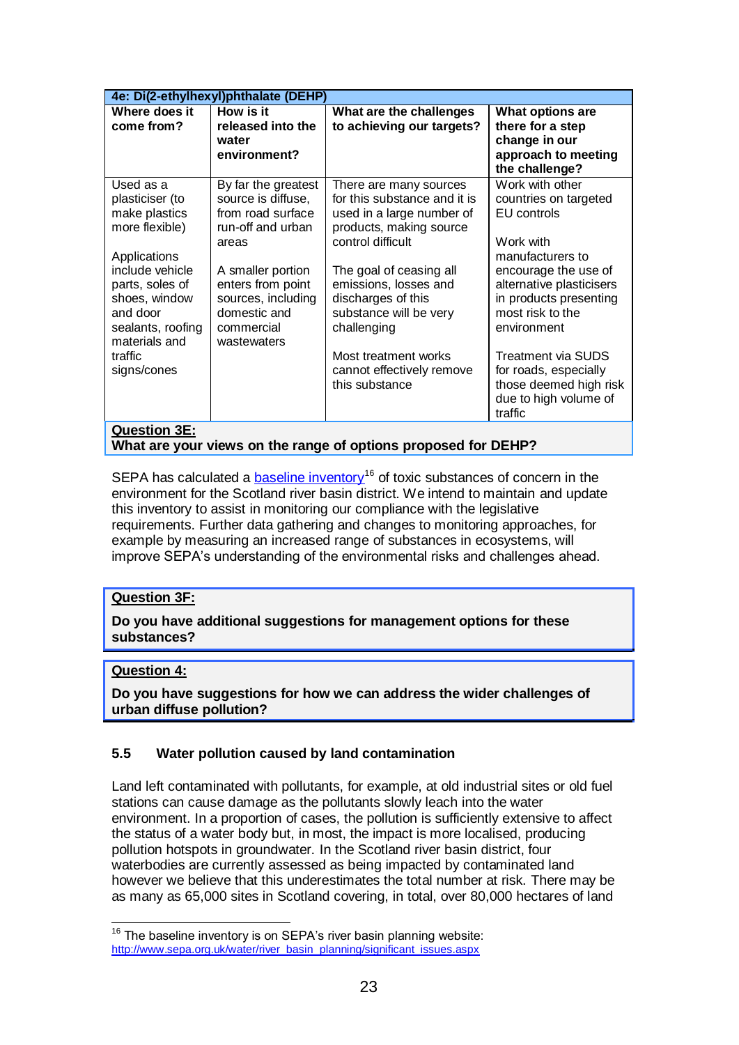| 4e: Di(2-ethylhexyl)phthalate (DEHP) | | | |
|---|---|---|---|
| **Where does it come from?** | **How is it released into the water environment?** | **What are the challenges to achieving our targets?** | **What options are there for a step change in our approach to meeting the challenge?** |
| Used as a plasticiser (to make plastics more flexible)<br><br>Applications include vehicle parts, soles of shoes, window and door sealants, roofing materials and traffic signs/cones | By far the greatest source is diffuse, from road surface run-off and urban areas<br><br>A smaller portion enters from point sources, including domestic and commercial wastewaters | There are many sources for this substance and it is used in a large number of products, making source control difficult<br><br>The goal of ceasing all emissions, losses and discharges of this substance will be very challenging<br><br>Most treatment works cannot effectively remove this substance | Work with other countries on targeted EU controls<br><br>Work with manufacturers to encourage the use of alternative plasticisers in products presenting most risk to the environment<br><br>Treatment via SUDS for roads, especially those deemed high risk due to high volume of traffic |

**Question 3E:**
**What are your views on the range of options proposed for DEHP?**

SEPA has calculated a baseline inventory[16] of toxic substances of concern in the environment for the Scotland river basin district. We intend to maintain and update this inventory to assist in monitoring our compliance with the legislative requirements. Further data gathering and changes to monitoring approaches, for example by measuring an increased range of substances in ecosystems, will improve SEPA's understanding of the environmental risks and challenges ahead.

**Question 3F:**

**Do you have additional suggestions for management options for these substances?**

**Question 4:**

**Do you have suggestions for how we can address the wider challenges of urban diffuse pollution?**

### 5.5 Water pollution caused by land contamination

Land left contaminated with pollutants, for example, at old industrial sites or old fuel stations can cause damage as the pollutants slowly leach into the water environment. In a proportion of cases, the pollution is sufficiently extensive to affect the status of a water body but, in most, the impact is more localised, producing pollution hotspots in groundwater. In the Scotland river basin district, four waterbodies are currently assessed as being impacted by contaminated land however we believe that this underestimates the total number at risk. There may be as many as 65,000 sites in Scotland covering, in total, over 80,000 hectares of land

[16] The baseline inventory is on SEPA's river basin planning website: http://www.sepa.org.uk/water/river_basin_planning/significant_issues.aspx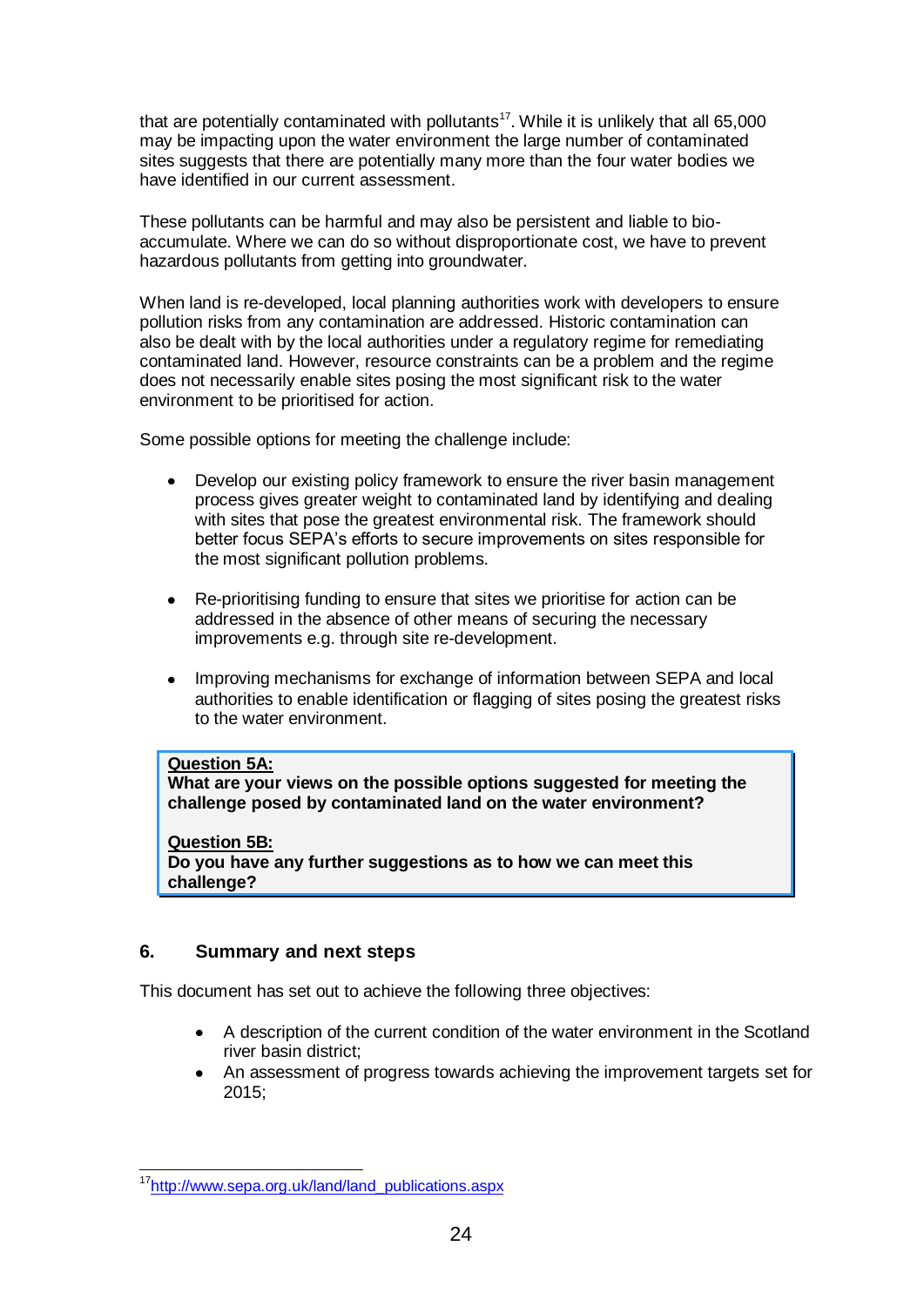that are potentially contaminated with pollutants[17]. While it is unlikely that all 65,000 may be impacting upon the water environment the large number of contaminated sites suggests that there are potentially many more than the four water bodies we have identified in our current assessment.

These pollutants can be harmful and may also be persistent and liable to bio-accumulate. Where we can do so without disproportionate cost, we have to prevent hazardous pollutants from getting into groundwater.

When land is re-developed, local planning authorities work with developers to ensure pollution risks from any contamination are addressed. Historic contamination can also be dealt with by the local authorities under a regulatory regime for remediating contaminated land. However, resource constraints can be a problem and the regime does not necessarily enable sites posing the most significant risk to the water environment to be prioritised for action.

Some possible options for meeting the challenge include:

- Develop our existing policy framework to ensure the river basin management process gives greater weight to contaminated land by identifying and dealing with sites that pose the greatest environmental risk. The framework should better focus SEPA's efforts to secure improvements on sites responsible for the most significant pollution problems.

- Re-prioritising funding to ensure that sites we prioritise for action can be addressed in the absence of other means of securing the necessary improvements e.g. through site re-development.

- Improving mechanisms for exchange of information between SEPA and local authorities to enable identification or flagging of sites posing the greatest risks to the water environment.

> **<u>Question 5A:</u>**
> **What are your views on the possible options suggested for meeting the challenge posed by contaminated land on the water environment?**
>
> **<u>Question 5B:</u>**
> **Do you have any further suggestions as to how we can meet this challenge?**

## 6. Summary and next steps

This document has set out to achieve the following three objectives:

- A description of the current condition of the water environment in the Scotland river basin district;
- An assessment of progress towards achieving the improvement targets set for 2015;

[17] http://www.sepa.org.uk/land/land_publications.aspx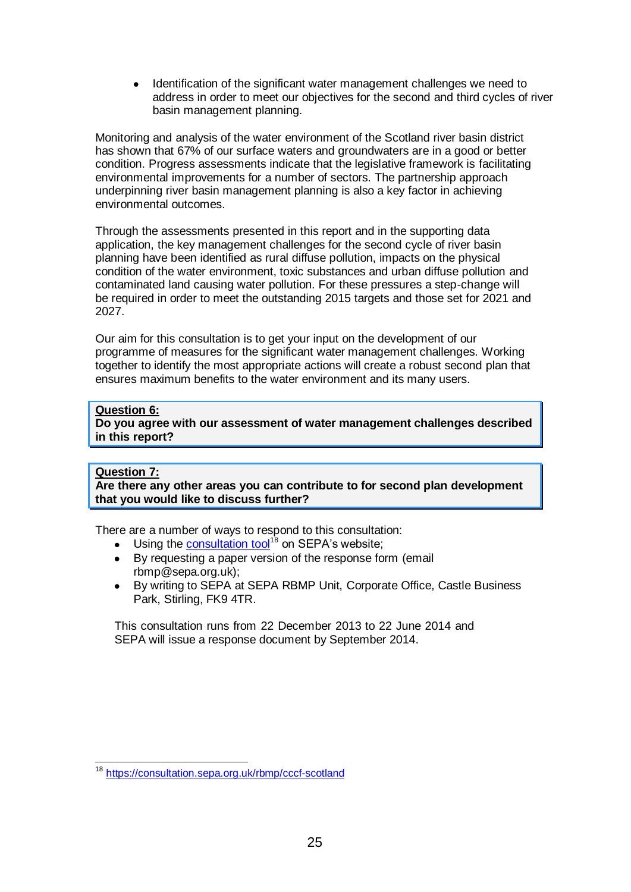- Identification of the significant water management challenges we need to address in order to meet our objectives for the second and third cycles of river basin management planning.

Monitoring and analysis of the water environment of the Scotland river basin district has shown that 67% of our surface waters and groundwaters are in a good or better condition. Progress assessments indicate that the legislative framework is facilitating environmental improvements for a number of sectors. The partnership approach underpinning river basin management planning is also a key factor in achieving environmental outcomes.

Through the assessments presented in this report and in the supporting data application, the key management challenges for the second cycle of river basin planning have been identified as rural diffuse pollution, impacts on the physical condition of the water environment, toxic substances and urban diffuse pollution and contaminated land causing water pollution. For these pressures a step-change will be required in order to meet the outstanding 2015 targets and those set for 2021 and 2027.

Our aim for this consultation is to get your input on the development of our programme of measures for the significant water management challenges. Working together to identify the most appropriate actions will create a robust second plan that ensures maximum benefits to the water environment and its many users.

> **Question 6:**
> **Do you agree with our assessment of water management challenges described in this report?**

> **Question 7:**
> **Are there any other areas you can contribute to for second plan development that you would like to discuss further?**

There are a number of ways to respond to this consultation:

- Using the consultation tool[18] on SEPA's website;
- By requesting a paper version of the response form (email rbmp@sepa.org.uk);
- By writing to SEPA at SEPA RBMP Unit, Corporate Office, Castle Business Park, Stirling, FK9 4TR.

This consultation runs from 22 December 2013 to 22 June 2014 and SEPA will issue a response document by September 2014.

---

[18] https://consultation.sepa.org.uk/rbmp/cccf-scotland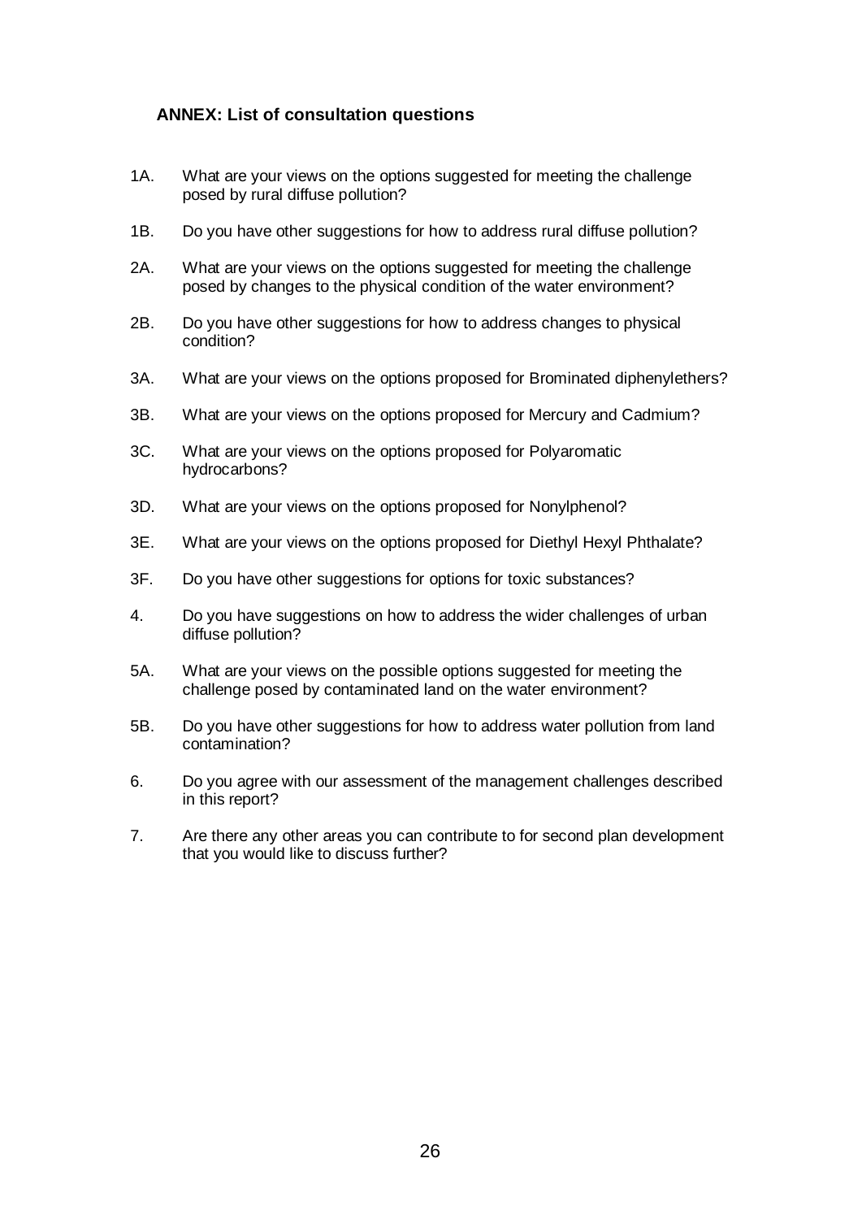## ANNEX: List of consultation questions

1A. What are your views on the options suggested for meeting the challenge posed by rural diffuse pollution?

1B. Do you have other suggestions for how to address rural diffuse pollution?

2A. What are your views on the options suggested for meeting the challenge posed by changes to the physical condition of the water environment?

2B. Do you have other suggestions for how to address changes to physical condition?

3A. What are your views on the options proposed for Brominated diphenylethers?

3B. What are your views on the options proposed for Mercury and Cadmium?

3C. What are your views on the options proposed for Polyaromatic hydrocarbons?

3D. What are your views on the options proposed for Nonylphenol?

3E. What are your views on the options proposed for Diethyl Hexyl Phthalate?

3F. Do you have other suggestions for options for toxic substances?

4. Do you have suggestions on how to address the wider challenges of urban diffuse pollution?

5A. What are your views on the possible options suggested for meeting the challenge posed by contaminated land on the water environment?

5B. Do you have other suggestions for how to address water pollution from land contamination?

6. Do you agree with our assessment of the management challenges described in this report?

7. Are there any other areas you can contribute to for second plan development that you would like to discuss further?